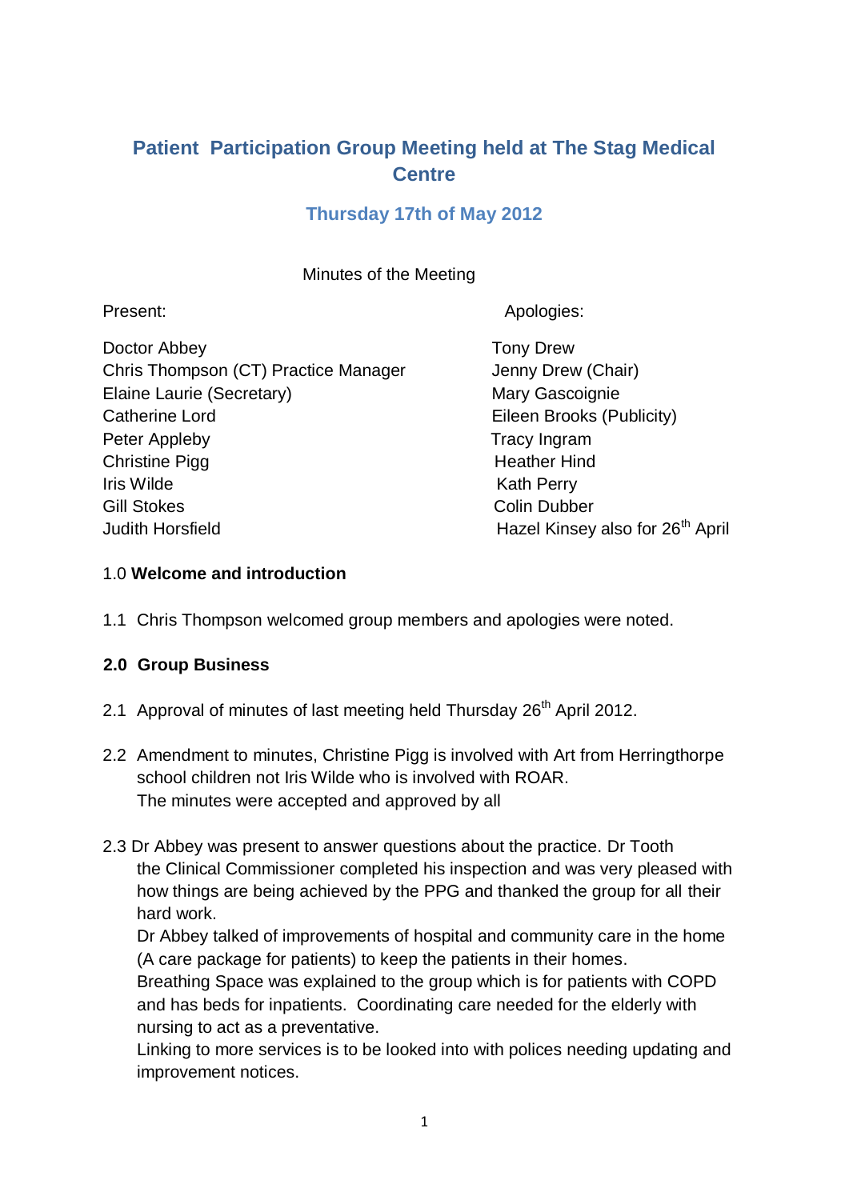# Patient Participation Group Meeting held at The Stag Medical Centre

## Thursday 17th of May 2012

Minutes of the Meeting

| Present: | Apologies: |
| --- | --- |
| Doctor Abbey | Tony Drew |
| Chris Thompson (CT) Practice Manager | Jenny Drew (Chair) |
| Elaine Laurie (Secretary) | Mary Gascoignie |
| Catherine Lord | Eileen Brooks (Publicity) |
| Peter Appleby | Tracy Ingram |
| Christine Pigg | Heather Hind |
| Iris Wilde | Kath Perry |
| Gill Stokes | Colin Dubber |
| Judith Horsfield | Hazel Kinsey also for 26th April |

1.0 **Welcome and introduction**

1.1 Chris Thompson welcomed group members and apologies were noted.

**2.0 Group Business**

2.1 Approval of minutes of last meeting held Thursday 26th April 2012.

2.2 Amendment to minutes, Christine Pigg is involved with Art from Herringthorpe school children not Iris Wilde who is involved with ROAR.
The minutes were accepted and approved by all

2.3 Dr Abbey was present to answer questions about the practice. Dr Tooth the Clinical Commissioner completed his inspection and was very pleased with how things are being achieved by the PPG and thanked the group for all their hard work.
Dr Abbey talked of improvements of hospital and community care in the home (A care package for patients) to keep the patients in their homes.
Breathing Space was explained to the group which is for patients with COPD and has beds for inpatients. Coordinating care needed for the elderly with nursing to act as a preventative.
Linking to more services is to be looked into with polices needing updating and improvement notices.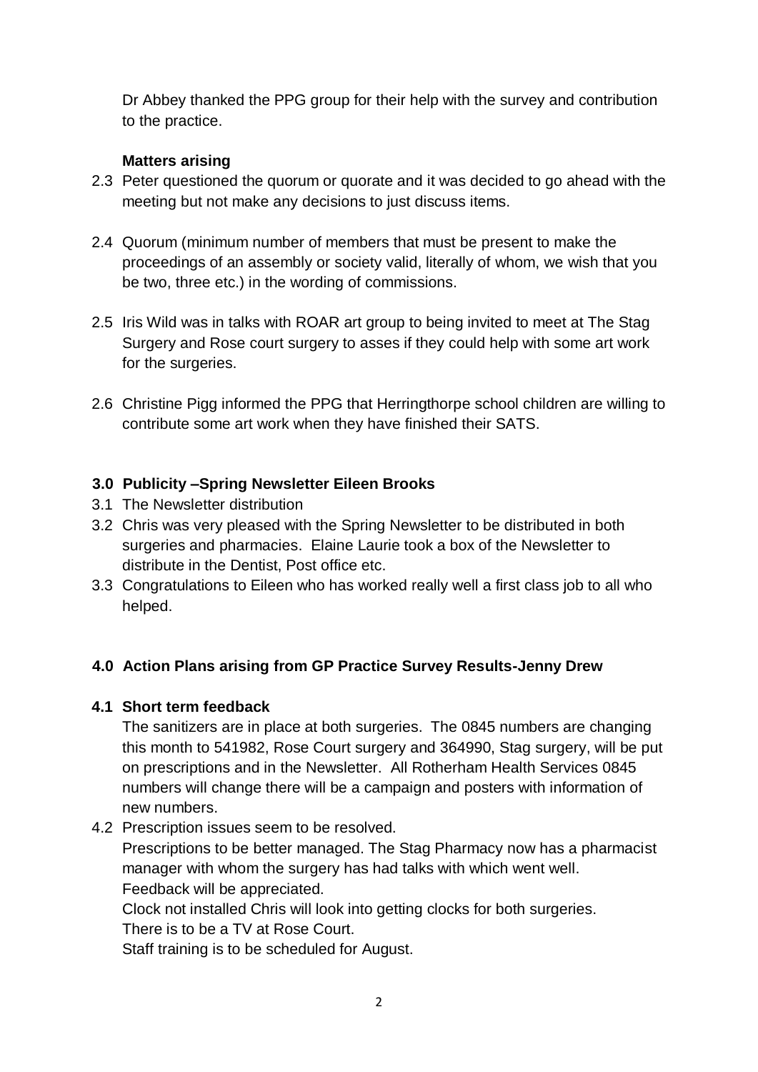Dr Abbey thanked the PPG group for their help with the survey and contribution to the practice.

**Matters arising**

2.3 Peter questioned the quorum or quorate and it was decided to go ahead with the meeting but not make any decisions to just discuss items.

2.4 Quorum (minimum number of members that must be present to make the proceedings of an assembly or society valid, literally of whom, we wish that you be two, three etc.) in the wording of commissions.

2.5 Iris Wild was in talks with ROAR art group to being invited to meet at The Stag Surgery and Rose court surgery to asses if they could help with some art work for the surgeries.

2.6 Christine Pigg informed the PPG that Herringthorpe school children are willing to contribute some art work when they have finished their SATS.

### 3.0 Publicity –Spring Newsletter Eileen Brooks

3.1 The Newsletter distribution

3.2 Chris was very pleased with the Spring Newsletter to be distributed in both surgeries and pharmacies. Elaine Laurie took a box of the Newsletter to distribute in the Dentist, Post office etc.

3.3 Congratulations to Eileen who has worked really well a first class job to all who helped.

### 4.0 Action Plans arising from GP Practice Survey Results-Jenny Drew

**4.1 Short term feedback**

The sanitizers are in place at both surgeries. The 0845 numbers are changing this month to 541982, Rose Court surgery and 364990, Stag surgery, will be put on prescriptions and in the Newsletter. All Rotherham Health Services 0845 numbers will change there will be a campaign and posters with information of new numbers.

4.2 Prescription issues seem to be resolved.
Prescriptions to be better managed. The Stag Pharmacy now has a pharmacist manager with whom the surgery has had talks with which went well.
Feedback will be appreciated.
Clock not installed Chris will look into getting clocks for both surgeries.
There is to be a TV at Rose Court.
Staff training is to be scheduled for August.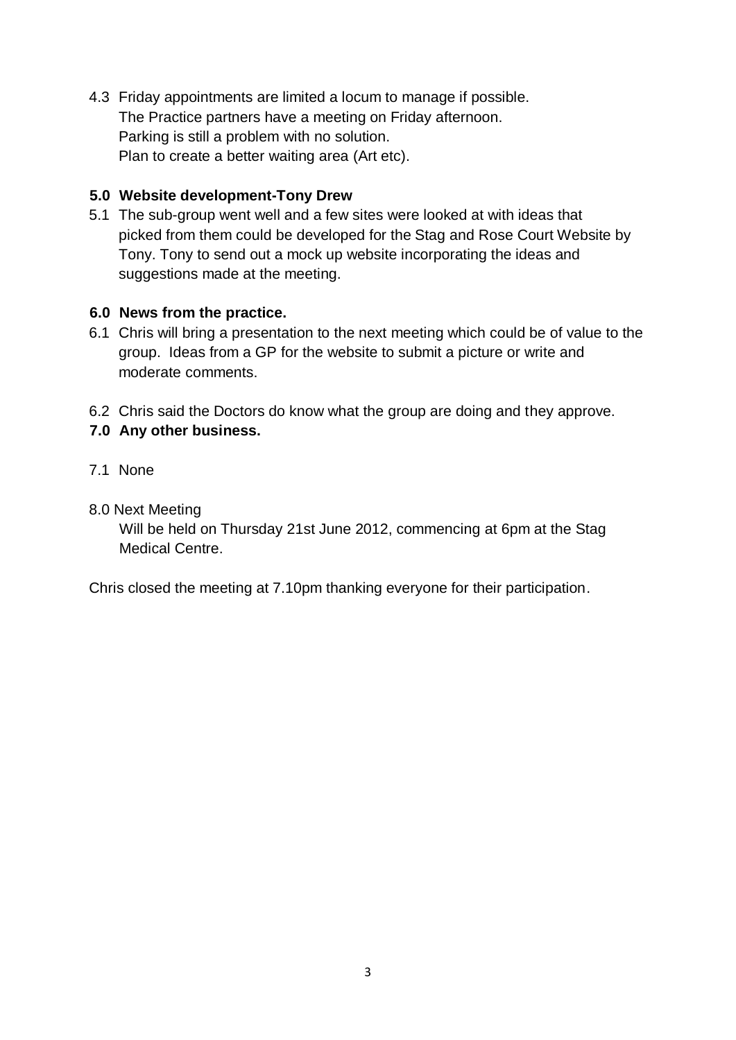4.3 Friday appointments are limited a locum to manage if possible.
The Practice partners have a meeting on Friday afternoon.
Parking is still a problem with no solution.
Plan to create a better waiting area (Art etc).

**5.0 Website development-Tony Drew**

5.1 The sub-group went well and a few sites were looked at with ideas that picked from them could be developed for the Stag and Rose Court Website by Tony. Tony to send out a mock up website incorporating the ideas and suggestions made at the meeting.

**6.0 News from the practice.**

6.1 Chris will bring a presentation to the next meeting which could be of value to the group. Ideas from a GP for the website to submit a picture or write and moderate comments.

6.2 Chris said the Doctors do know what the group are doing and they approve.

**7.0 Any other business.**

7.1 None

8.0 Next Meeting
Will be held on Thursday 21st June 2012, commencing at 6pm at the Stag Medical Centre.

Chris closed the meeting at 7.10pm thanking everyone for their participation.